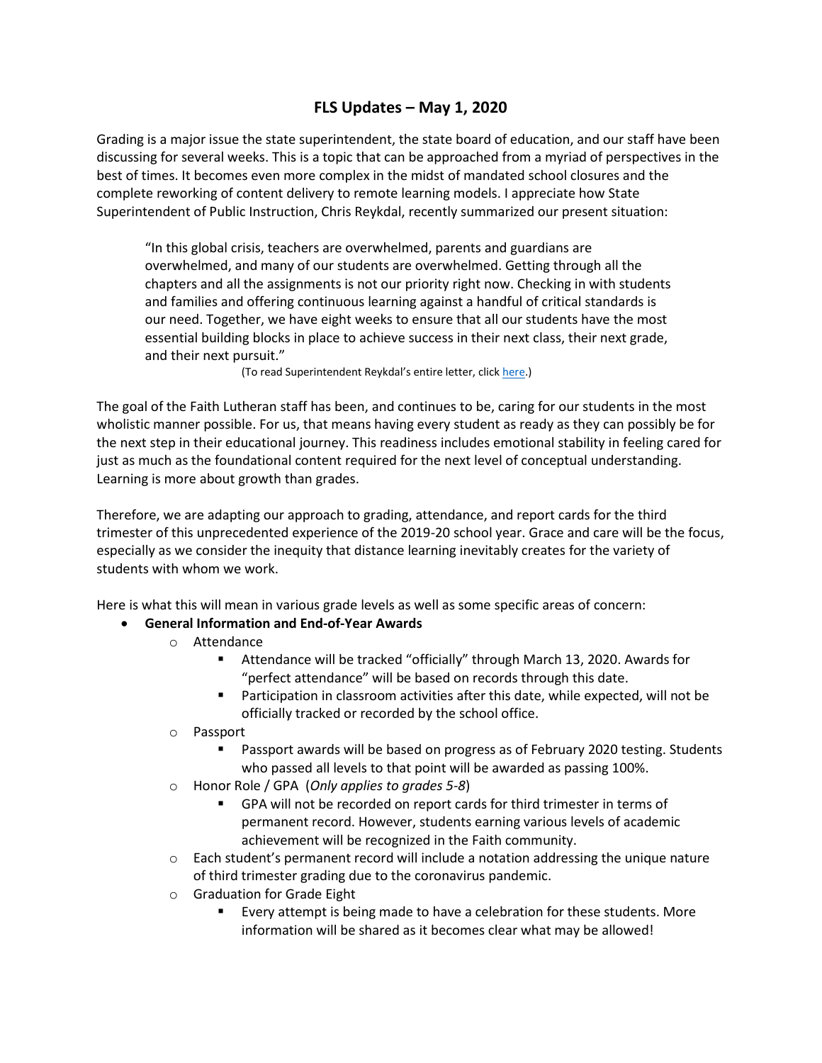# FLS Updates – May 1, 2020

Grading is a major issue the state superintendent, the state board of education, and our staff have been discussing for several weeks. This is a topic that can be approached from a myriad of perspectives in the best of times. It becomes even more complex in the midst of mandated school closures and the complete reworking of content delivery to remote learning models. I appreciate how State Superintendent of Public Instruction, Chris Reykdal, recently summarized our present situation:

> "In this global crisis, teachers are overwhelmed, parents and guardians are overwhelmed, and many of our students are overwhelmed. Getting through all the chapters and all the assignments is not our priority right now. Checking in with students and families and offering continuous learning against a handful of critical standards is our need. Together, we have eight weeks to ensure that all our students have the most essential building blocks in place to achieve success in their next class, their next grade, and their next pursuit."
>
> (To read Superintendent Reykdal's entire letter, click here.)

The goal of the Faith Lutheran staff has been, and continues to be, caring for our students in the most wholistic manner possible. For us, that means having every student as ready as they can possibly be for the next step in their educational journey. This readiness includes emotional stability in feeling cared for just as much as the foundational content required for the next level of conceptual understanding. Learning is more about growth than grades.

Therefore, we are adapting our approach to grading, attendance, and report cards for the third trimester of this unprecedented experience of the 2019-20 school year. Grace and care will be the focus, especially as we consider the inequity that distance learning inevitably creates for the variety of students with whom we work.

Here is what this will mean in various grade levels as well as some specific areas of concern:

- **General Information and End-of-Year Awards**
  - Attendance
    - Attendance will be tracked "officially" through March 13, 2020. Awards for "perfect attendance" will be based on records through this date.
    - Participation in classroom activities after this date, while expected, will not be officially tracked or recorded by the school office.
  - Passport
    - Passport awards will be based on progress as of February 2020 testing. Students who passed all levels to that point will be awarded as passing 100%.
  - Honor Role / GPA (*Only applies to grades 5-8*)
    - GPA will not be recorded on report cards for third trimester in terms of permanent record. However, students earning various levels of academic achievement will be recognized in the Faith community.
  - Each student's permanent record will include a notation addressing the unique nature of third trimester grading due to the coronavirus pandemic.
  - Graduation for Grade Eight
    - Every attempt is being made to have a celebration for these students. More information will be shared as it becomes clear what may be allowed!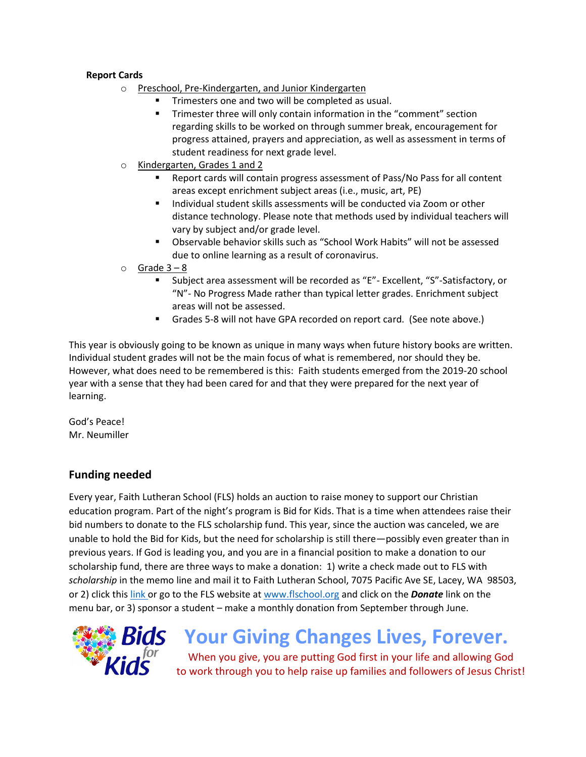**Report Cards**

- Preschool, Pre-Kindergarten, and Junior Kindergarten
    - Trimesters one and two will be completed as usual.
    - Trimester three will only contain information in the "comment" section regarding skills to be worked on through summer break, encouragement for progress attained, prayers and appreciation, as well as assessment in terms of student readiness for next grade level.
- Kindergarten, Grades 1 and 2
    - Report cards will contain progress assessment of Pass/No Pass for all content areas except enrichment subject areas (i.e., music, art, PE)
    - Individual student skills assessments will be conducted via Zoom or other distance technology. Please note that methods used by individual teachers will vary by subject and/or grade level.
    - Observable behavior skills such as "School Work Habits" will not be assessed due to online learning as a result of coronavirus.
- Grade 3 – 8
    - Subject area assessment will be recorded as "E"- Excellent, "S"-Satisfactory, or "N"- No Progress Made rather than typical letter grades. Enrichment subject areas will not be assessed.
    - Grades 5-8 will not have GPA recorded on report card. (See note above.)

This year is obviously going to be known as unique in many ways when future history books are written. Individual student grades will not be the main focus of what is remembered, nor should they be. However, what does need to be remembered is this: Faith students emerged from the 2019-20 school year with a sense that they had been cared for and that they were prepared for the next year of learning.

God's Peace!
Mr. Neumiller

## Funding needed

Every year, Faith Lutheran School (FLS) holds an auction to raise money to support our Christian education program. Part of the night's program is Bid for Kids. That is a time when attendees raise their bid numbers to donate to the FLS scholarship fund. This year, since the auction was canceled, we are unable to hold the Bid for Kids, but the need for scholarship is still there—possibly even greater than in previous years. If God is leading you, and you are in a financial position to make a donation to our scholarship fund, there are three ways to make a donation: 1) write a check made out to FLS with *scholarship* in the memo line and mail it to Faith Lutheran School, 7075 Pacific Ave SE, Lacey, WA 98503, or 2) click this link or go to the FLS website at www.flschool.org and click on the ***Donate*** link on the menu bar, or 3) sponsor a student – make a monthly donation from September through June.

**Bids for Kids**

# Your Giving Changes Lives, Forever.

When you give, you are putting God first in your life and allowing God to work through you to help raise up families and followers of Jesus Christ!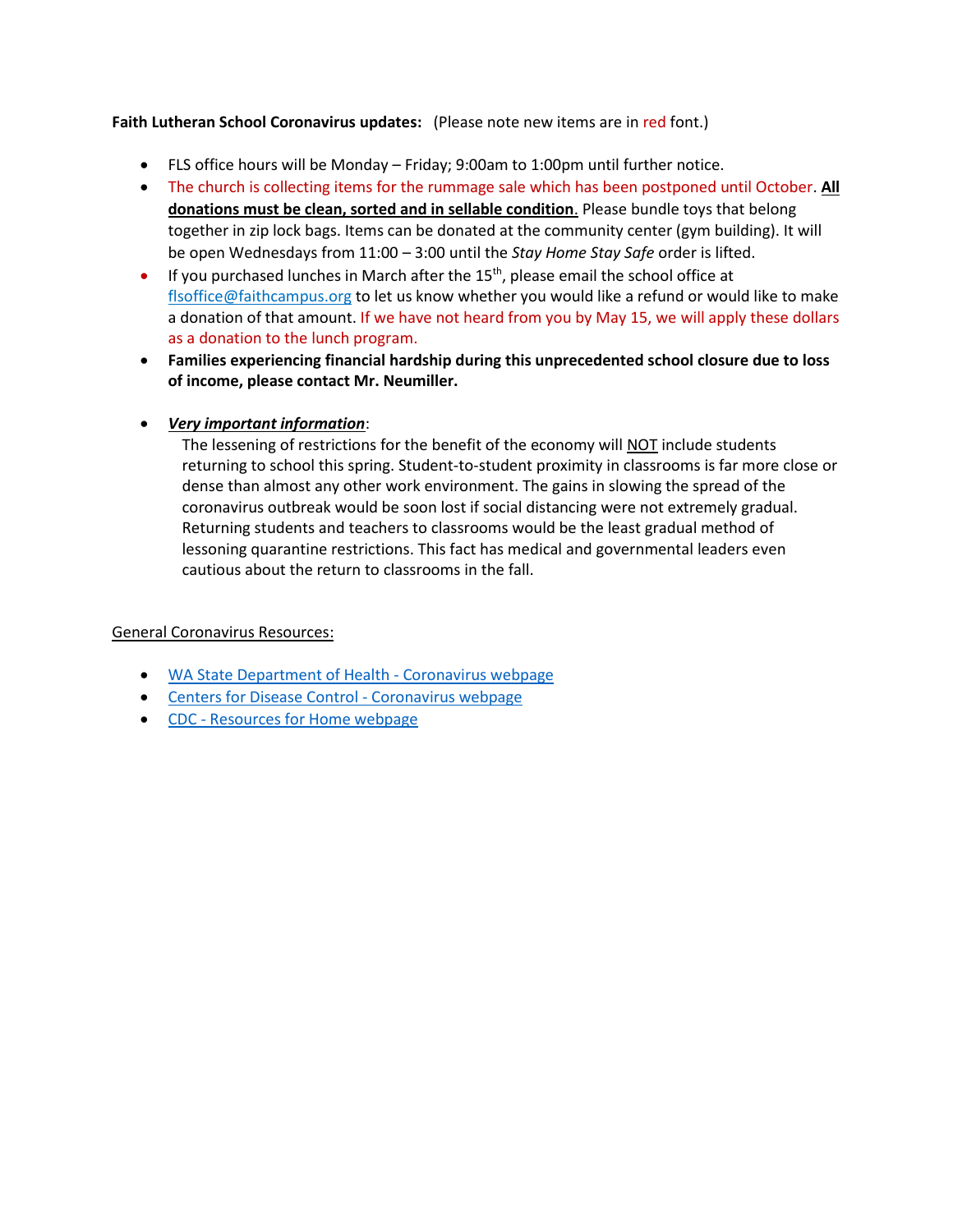**Faith Lutheran School Coronavirus updates:** (Please note new items are in red font.)

- FLS office hours will be Monday – Friday; 9:00am to 1:00pm until further notice.
- The church is collecting items for the rummage sale which has been postponed until October. **All donations must be clean, sorted and in sellable condition**. Please bundle toys that belong together in zip lock bags. Items can be donated at the community center (gym building). It will be open Wednesdays from 11:00 – 3:00 until the *Stay Home Stay Safe* order is lifted.
- If you purchased lunches in March after the 15th, please email the school office at flsoffice@faithcampus.org to let us know whether you would like a refund or would like to make a donation of that amount. If we have not heard from you by May 15, we will apply these dollars as a donation to the lunch program.
- **Families experiencing financial hardship during this unprecedented school closure due to loss of income, please contact Mr. Neumiller.**
- ***Very important information***:
  The lessening of restrictions for the benefit of the economy will NOT include students returning to school this spring. Student-to-student proximity in classrooms is far more close or dense than almost any other work environment. The gains in slowing the spread of the coronavirus outbreak would be soon lost if social distancing were not extremely gradual. Returning students and teachers to classrooms would be the least gradual method of lessoning quarantine restrictions. This fact has medical and governmental leaders even cautious about the return to classrooms in the fall.

General Coronavirus Resources:

- WA State Department of Health - Coronavirus webpage
- Centers for Disease Control - Coronavirus webpage
- CDC - Resources for Home webpage